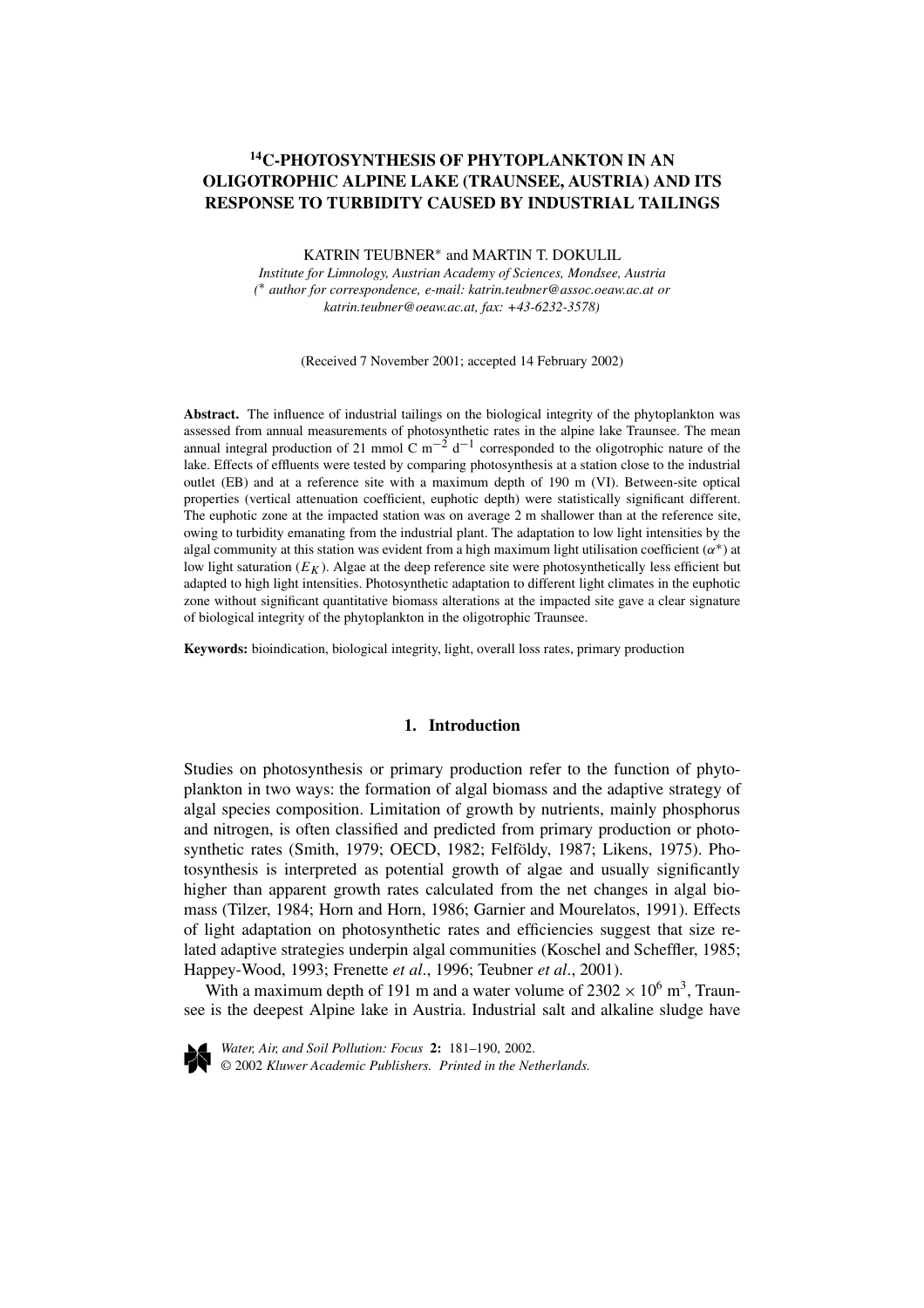# $^{14}$C-PHOTOSYNTHESIS OF PHYTOPLANKTON IN AN OLIGOTROPHIC ALPINE LAKE (TRAUNSEE, AUSTRIA) AND ITS RESPONSE TO TURBIDITY CAUSED BY INDUSTRIAL TAILINGS

KATRIN TEUBNER* and MARTIN T. DOKULIL

*Institute for Limnology, Austrian Academy of Sciences, Mondsee, Austria*
*(* author for correspondence, e-mail: katrin.teubner@assoc.oeaw.ac.at or katrin.teubner@oeaw.ac.at, fax: +43-6232-3578)*

(Received 7 November 2001; accepted 14 February 2002)

**Abstract.** The influence of industrial tailings on the biological integrity of the phytoplankton was assessed from annual measurements of photosynthetic rates in the alpine lake Traunsee. The mean annual integral production of 21 mmol C $m^{-2}$ $d^{-1}$ corresponded to the oligotrophic nature of the lake. Effects of effluents were tested by comparing photosynthesis at a station close to the industrial outlet (EB) and at a reference site with a maximum depth of 190 m (VI). Between-site optical properties (vertical attenuation coefficient, euphotic depth) were statistically significant different. The euphotic zone at the impacted station was on average 2 m shallower than at the reference site, owing to turbidity emanating from the industrial plant. The adaptation to low light intensities by the algal community at this station was evident from a high maximum light utilisation coefficient ($\alpha^*$) at low light saturation ($E_K$). Algae at the deep reference site were photosynthetically less efficient but adapted to high light intensities. Photosynthetic adaptation to different light climates in the euphotic zone without significant quantitative biomass alterations at the impacted site gave a clear signature of biological integrity of the phytoplankton in the oligotrophic Traunsee.

**Keywords:** bioindication, biological integrity, light, overall loss rates, primary production

## 1. Introduction

Studies on photosynthesis or primary production refer to the function of phytoplankton in two ways: the formation of algal biomass and the adaptive strategy of algal species composition. Limitation of growth by nutrients, mainly phosphorus and nitrogen, is often classified and predicted from primary production or photosynthetic rates (Smith, 1979; OECD, 1982; Felföldy, 1987; Likens, 1975). Photosynthesis is interpreted as potential growth of algae and usually significantly higher than apparent growth rates calculated from the net changes in algal biomass (Tilzer, 1984; Horn and Horn, 1986; Garnier and Mourelatos, 1991). Effects of light adaptation on photosynthetic rates and efficiencies suggest that size related adaptive strategies underpin algal communities (Koschel and Scheffler, 1985; Happey-Wood, 1993; Frenette *et al*., 1996; Teubner *et al*., 2001).

With a maximum depth of 191 m and a water volume of $2302 \times 10^6$ $m^3$, Traunsee is the deepest Alpine lake in Austria. Industrial salt and alkaline sludge have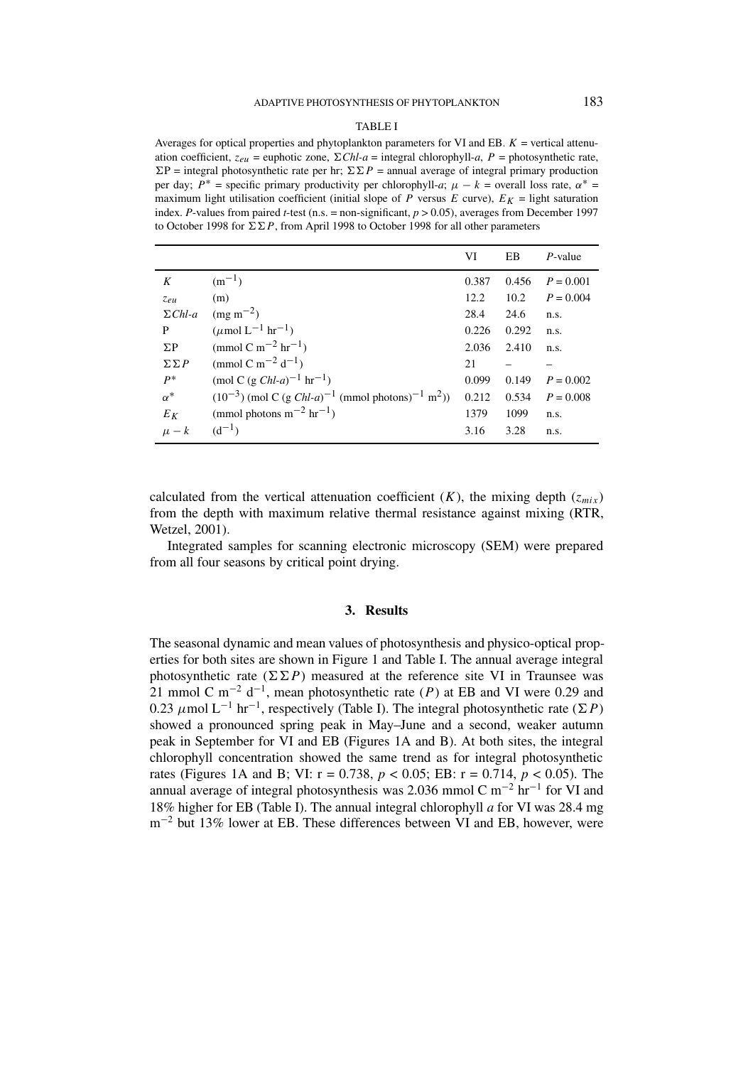TABLE I

Averages for optical properties and phytoplankton parameters for VI and EB. $K$ = vertical attenuation coefficient, $z_{eu}$ = euphotic zone, $\Sigma Chl\text{-}a$ = integral chlorophyll-*a*, $P$ = photosynthetic rate, $\Sigma P$ = integral photosynthetic rate per hr; $\Sigma\Sigma P$ = annual average of integral primary production per day; $P^*$ = specific primary productivity per chlorophyll-*a*; $\mu - k$ = overall loss rate, $\alpha^*$ = maximum light utilisation coefficient (initial slope of $P$ versus $E$ curve), $E_K$ = light saturation index. *P*-values from paired *t*-test (n.s. = non-significant, $p > 0.05$), averages from December 1997 to October 1998 for $\Sigma\Sigma P$, from April 1998 to October 1998 for all other parameters

| | | VI | EB | *P*-value |
|---|---|---|---|---|
| $K$ | $(m^{-1})$ | 0.387 | 0.456 | $P = 0.001$ |
| $z_{eu}$ | (m) | 12.2 | 10.2 | $P = 0.004$ |
| $\Sigma Chl\text{-}a$ | $(mg\ m^{-2})$ | 28.4 | 24.6 | n.s. |
| P | $(\mu mol\ L^{-1}\ hr^{-1})$ | 0.226 | 0.292 | n.s. |
| $\Sigma$P | $(mmol\ C\ m^{-2}\ hr^{-1})$ | 2.036 | 2.410 | n.s. |
| $\Sigma\Sigma P$ | $(mmol\ C\ m^{-2}\ d^{-1})$ | 21 | – | – |
| $P^*$ | $(mol\ C\ (g\ Chl\text{-}a)^{-1}\ hr^{-1})$ | 0.099 | 0.149 | $P = 0.002$ |
| $\alpha^*$ | $(10^{-3})\ (mol\ C\ (g\ Chl\text{-}a)^{-1}\ (mmol\ photons)^{-1}\ m^2))$ | 0.212 | 0.534 | $P = 0.008$ |
| $E_K$ | $(mmol\ photons\ m^{-2}\ hr^{-1})$ | 1379 | 1099 | n.s. |
| $\mu - k$ | $(d^{-1})$ | 3.16 | 3.28 | n.s. |

calculated from the vertical attenuation coefficient ($K$), the mixing depth ($z_{mix}$) from the depth with maximum relative thermal resistance against mixing (RTR, Wetzel, 2001).

Integrated samples for scanning electronic microscopy (SEM) were prepared from all four seasons by critical point drying.

## 3. Results

The seasonal dynamic and mean values of photosynthesis and physico-optical properties for both sites are shown in Figure 1 and Table I. The annual average integral photosynthetic rate ($\Sigma\Sigma P$) measured at the reference site VI in Traunsee was 21 mmol C $m^{-2}$ $d^{-1}$, mean photosynthetic rate ($P$) at EB and VI were 0.29 and 0.23 $\mu$mol $L^{-1}$ $hr^{-1}$, respectively (Table I). The integral photosynthetic rate ($\Sigma P$) showed a pronounced spring peak in May–June and a second, weaker autumn peak in September for VI and EB (Figures 1A and B). At both sites, the integral chlorophyll concentration showed the same trend as for integral photosynthetic rates (Figures 1A and B; VI: r = 0.738, $p < 0.05$; EB: r = 0.714, $p < 0.05$). The annual average of integral photosynthesis was 2.036 mmol C $m^{-2}$ $hr^{-1}$ for VI and 18% higher for EB (Table I). The annual integral chlorophyll *a* for VI was 28.4 mg $m^{-2}$ but 13% lower at EB. These differences between VI and EB, however, were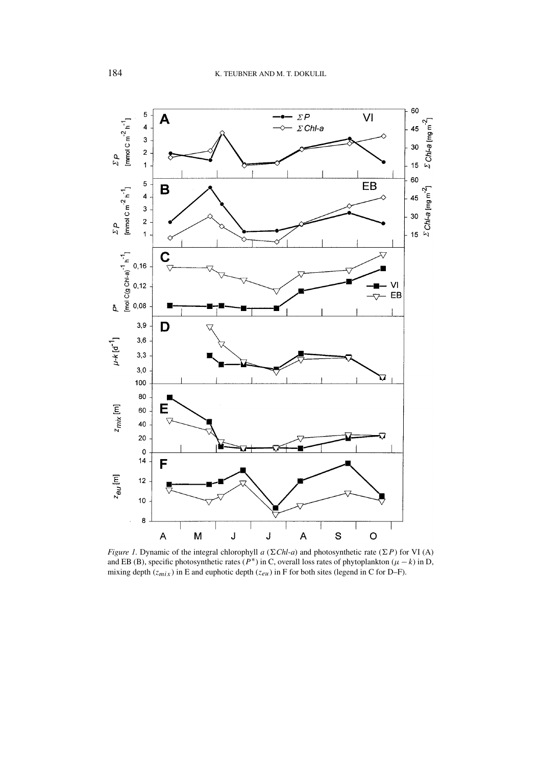*Figure 1.* Dynamic of the integral chlorophyll *a* ($\Sigma Chl$-$a$) and photosynthetic rate ($\Sigma P$) for VI (A) and EB (B), specific photosynthetic rates ($P^*$) in C, overall loss rates of phytoplankton ($\mu - k$) in D, mixing depth ($z_{mix}$) in E and euphotic depth ($z_{eu}$) in F for both sites (legend in C for D–F).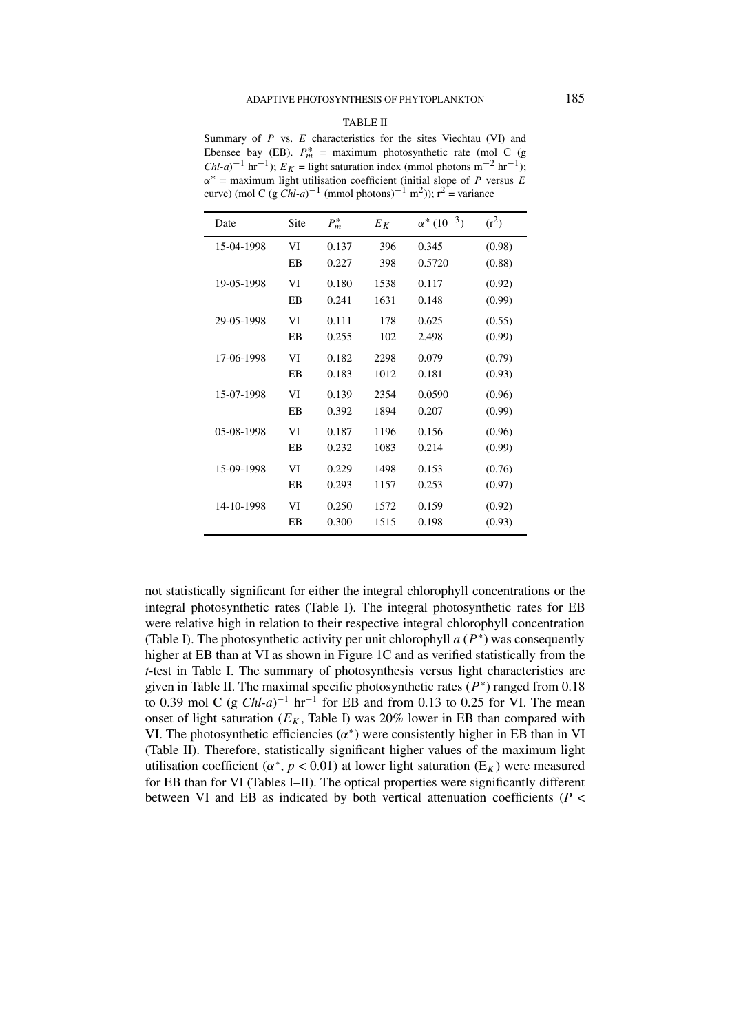TABLE II

Summary of $P$ vs. $E$ characteristics for the sites Viechtau (VI) and Ebensee bay (EB). $P_m^*$ = maximum photosynthetic rate (mol C (g *Chl-a*)$^{-1}$ hr$^{-1}$); $E_K$ = light saturation index (mmol photons m$^{-2}$ hr$^{-1}$); $\alpha^*$ = maximum light utilisation coefficient (initial slope of $P$ versus $E$ curve) (mol C (g *Chl-a*)$^{-1}$ (mmol photons)$^{-1}$ m$^2$)); r$^2$ = variance

| Date | Site | $P_m^*$ | $E_K$ | $\alpha^*$ ($10^{-3}$) | (r$^2$) |
|---|---|---|---|---|---|
| 15-04-1998 | VI | 0.137 | 396 | 0.345 | (0.98) |
| | EB | 0.227 | 398 | 0.5720 | (0.88) |
| 19-05-1998 | VI | 0.180 | 1538 | 0.117 | (0.92) |
| | EB | 0.241 | 1631 | 0.148 | (0.99) |
| 29-05-1998 | VI | 0.111 | 178 | 0.625 | (0.55) |
| | EB | 0.255 | 102 | 2.498 | (0.99) |
| 17-06-1998 | VI | 0.182 | 2298 | 0.079 | (0.79) |
| | EB | 0.183 | 1012 | 0.181 | (0.93) |
| 15-07-1998 | VI | 0.139 | 2354 | 0.0590 | (0.96) |
| | EB | 0.392 | 1894 | 0.207 | (0.99) |
| 05-08-1998 | VI | 0.187 | 1196 | 0.156 | (0.96) |
| | EB | 0.232 | 1083 | 0.214 | (0.99) |
| 15-09-1998 | VI | 0.229 | 1498 | 0.153 | (0.76) |
| | EB | 0.293 | 1157 | 0.253 | (0.97) |
| 14-10-1998 | VI | 0.250 | 1572 | 0.159 | (0.92) |
| | EB | 0.300 | 1515 | 0.198 | (0.93) |

not statistically significant for either the integral chlorophyll concentrations or the integral photosynthetic rates (Table I). The integral photosynthetic rates for EB were relative high in relation to their respective integral chlorophyll concentration (Table I). The photosynthetic activity per unit chlorophyll *a* ($P^*$) was consequently higher at EB than at VI as shown in Figure 1C and as verified statistically from the *t*-test in Table I. The summary of photosynthesis versus light characteristics are given in Table II. The maximal specific photosynthetic rates ($P^*$) ranged from 0.18 to 0.39 mol C (g *Chl-a*)$^{-1}$ hr$^{-1}$ for EB and from 0.13 to 0.25 for VI. The mean onset of light saturation ($E_K$, Table I) was 20% lower in EB than compared with VI. The photosynthetic efficiencies ($\alpha^*$) were consistently higher in EB than in VI (Table II). Therefore, statistically significant higher values of the maximum light utilisation coefficient ($\alpha^*$, $p < 0.01$) at lower light saturation ($E_K$) were measured for EB than for VI (Tables I–II). The optical properties were significantly different between VI and EB as indicated by both vertical attenuation coefficients ($P <$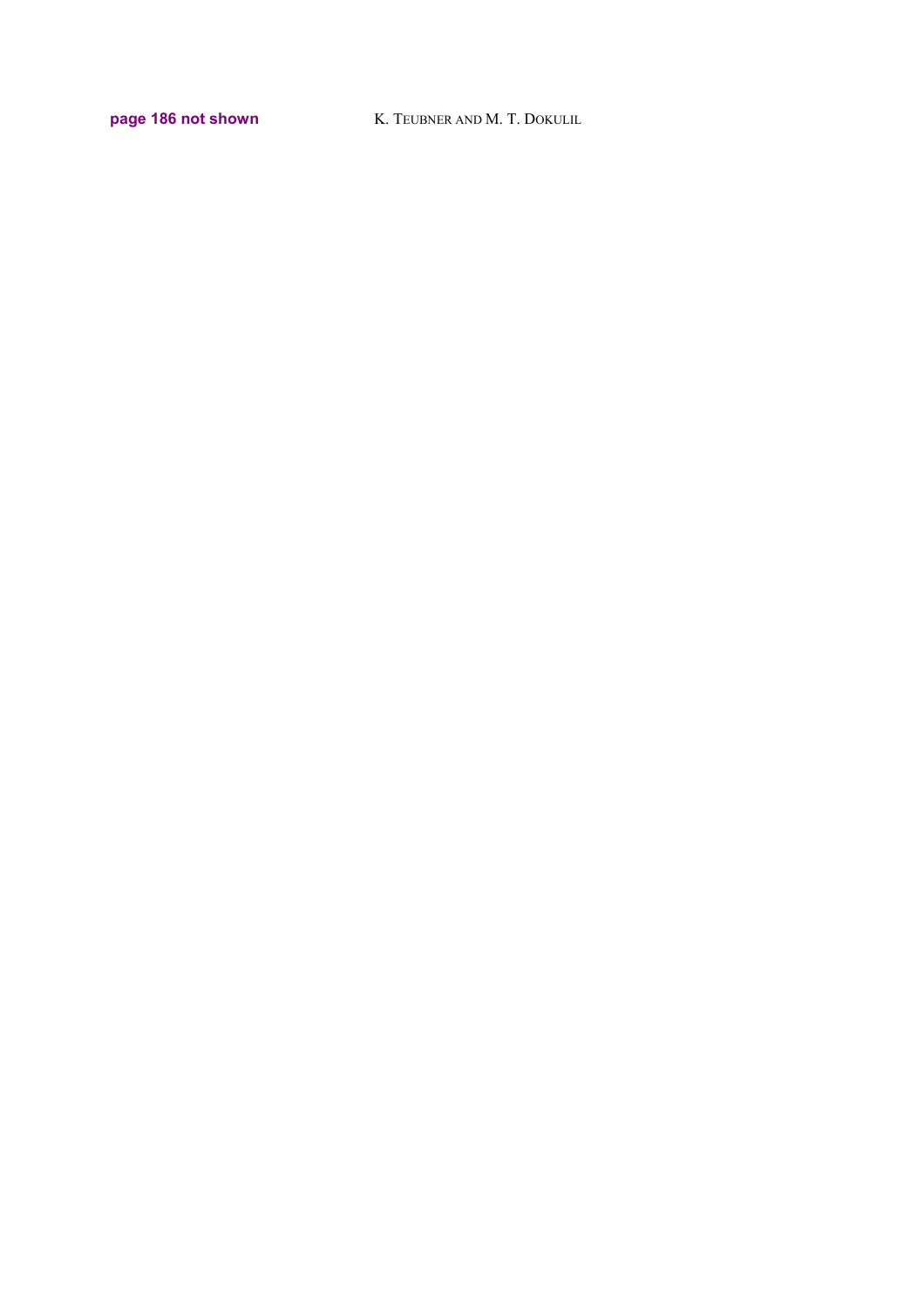page 186 not shown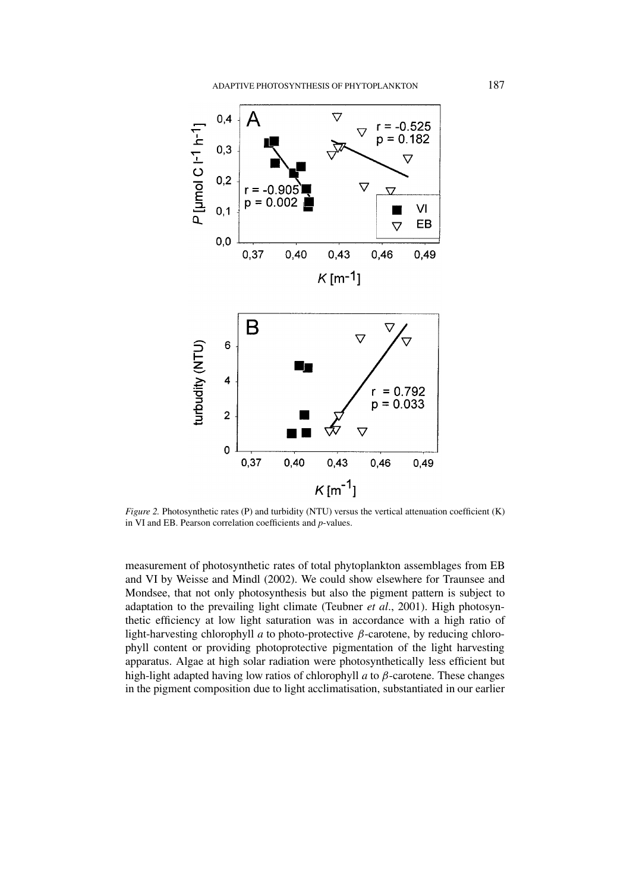*Figure 2.* Photosynthetic rates (P) and turbidity (NTU) versus the vertical attenuation coefficient (K) in VI and EB. Pearson correlation coefficients and *p*-values.

measurement of photosynthetic rates of total phytoplankton assemblages from EB and VI by Weisse and Mindl (2002). We could show elsewhere for Traunsee and Mondsee, that not only photosynthesis but also the pigment pattern is subject to adaptation to the prevailing light climate (Teubner *et al*., 2001). High photosynthetic efficiency at low light saturation was in accordance with a high ratio of light-harvesting chlorophyll *a* to photo-protective $\beta$-carotene, by reducing chlorophyll content or providing photoprotective pigmentation of the light harvesting apparatus. Algae at high solar radiation were photosynthetically less efficient but high-light adapted having low ratios of chlorophyll *a* to $\beta$-carotene. These changes in the pigment composition due to light acclimatisation, substantiated in our earlier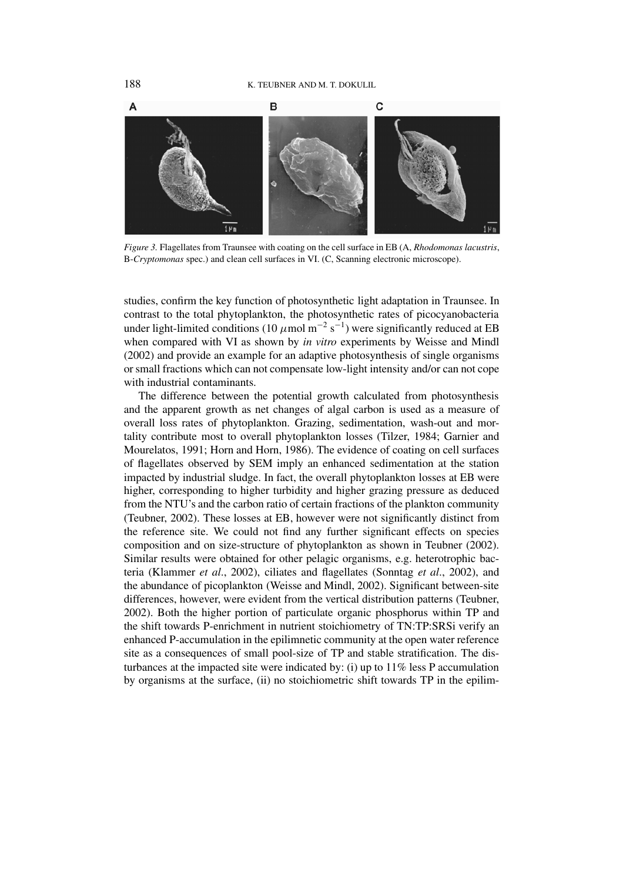*Figure 3.* Flagellates from Traunsee with coating on the cell surface in EB (A, *Rhodomonas lacustris*, B-*Cryptomonas* spec.) and clean cell surfaces in VI. (C, Scanning electronic microscope).

studies, confirm the key function of photosynthetic light adaptation in Traunsee. In contrast to the total phytoplankton, the photosynthetic rates of picocyanobacteria under light-limited conditions (10 $\mu$mol m$^{-2}$ s$^{-1}$) were significantly reduced at EB when compared with VI as shown by *in vitro* experiments by Weisse and Mindl (2002) and provide an example for an adaptive photosynthesis of single organisms or small fractions which can not compensate low-light intensity and/or can not cope with industrial contaminants.

The difference between the potential growth calculated from photosynthesis and the apparent growth as net changes of algal carbon is used as a measure of overall loss rates of phytoplankton. Grazing, sedimentation, wash-out and mortality contribute most to overall phytoplankton losses (Tilzer, 1984; Garnier and Mourelatos, 1991; Horn and Horn, 1986). The evidence of coating on cell surfaces of flagellates observed by SEM imply an enhanced sedimentation at the station impacted by industrial sludge. In fact, the overall phytoplankton losses at EB were higher, corresponding to higher turbidity and higher grazing pressure as deduced from the NTU's and the carbon ratio of certain fractions of the plankton community (Teubner, 2002). These losses at EB, however were not significantly distinct from the reference site. We could not find any further significant effects on species composition and on size-structure of phytoplankton as shown in Teubner (2002). Similar results were obtained for other pelagic organisms, e.g. heterotrophic bacteria (Klammer *et al*., 2002), ciliates and flagellates (Sonntag *et al*., 2002), and the abundance of picoplankton (Weisse and Mindl, 2002). Significant between-site differences, however, were evident from the vertical distribution patterns (Teubner, 2002). Both the higher portion of particulate organic phosphorus within TP and the shift towards P-enrichment in nutrient stoichiometry of TN:TP:SRSi verify an enhanced P-accumulation in the epilimnetic community at the open water reference site as a consequences of small pool-size of TP and stable stratification. The disturbances at the impacted site were indicated by: (i) up to 11% less P accumulation by organisms at the surface, (ii) no stoichiometric shift towards TP in the epilim-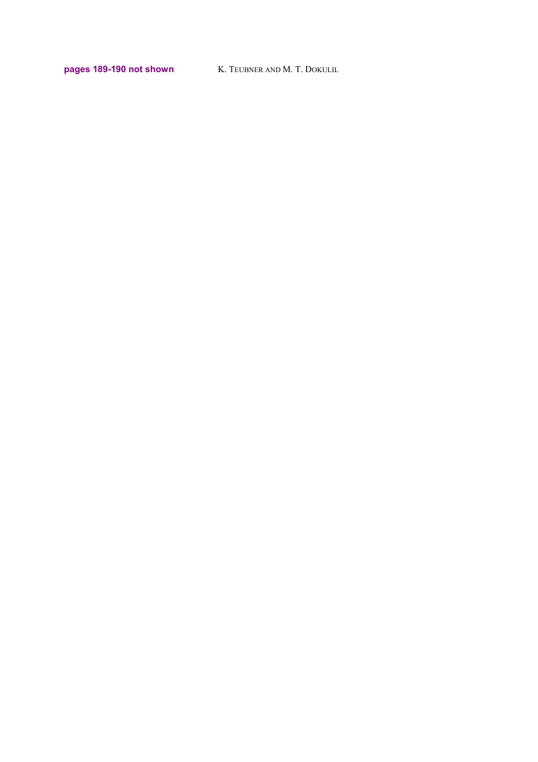**pages 189-190 not shown**